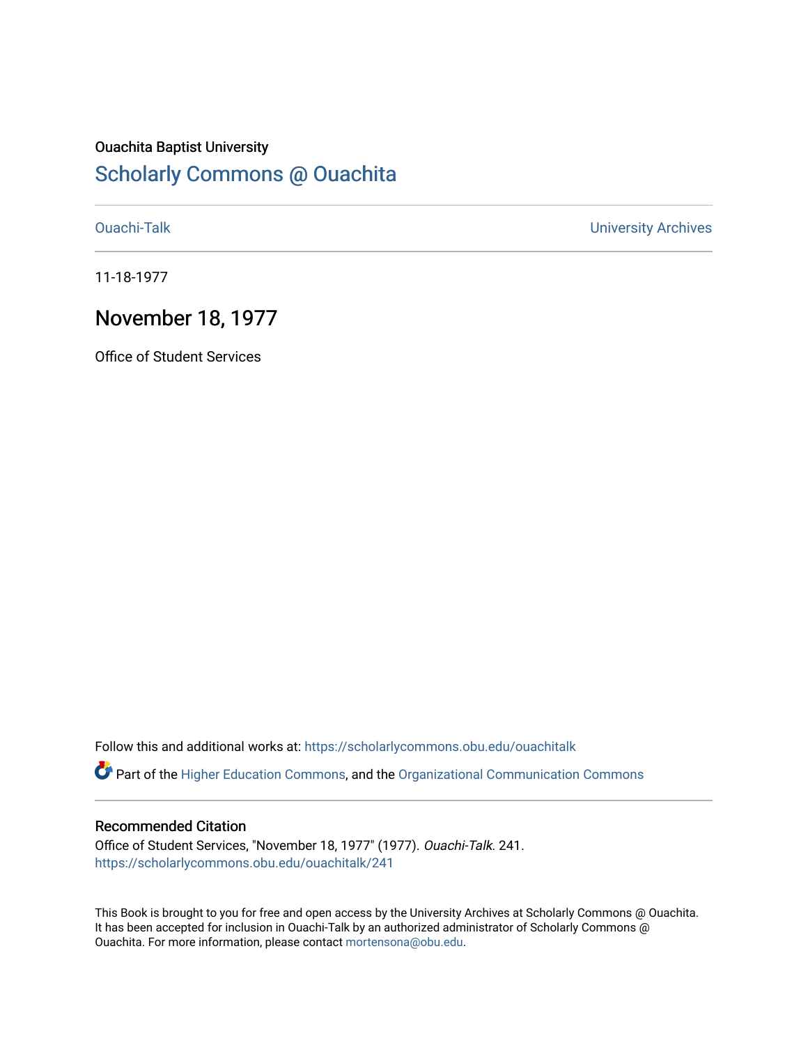Ouachita Baptist University

# Scholarly Commons @ Ouachita

Ouachi-Talk

University Archives

11-18-1977

## November 18, 1977

Office of Student Services

Follow this and additional works at: https://scholarlycommons.obu.edu/ouachitalk

Part of the Higher Education Commons, and the Organizational Communication Commons

### Recommended Citation

Office of Student Services, "November 18, 1977" (1977). *Ouachi-Talk*. 241.
https://scholarlycommons.obu.edu/ouachitalk/241

This Book is brought to you for free and open access by the University Archives at Scholarly Commons @ Ouachita. It has been accepted for inclusion in Ouachi-Talk by an authorized administrator of Scholarly Commons @ Ouachita. For more information, please contact mortensona@obu.edu.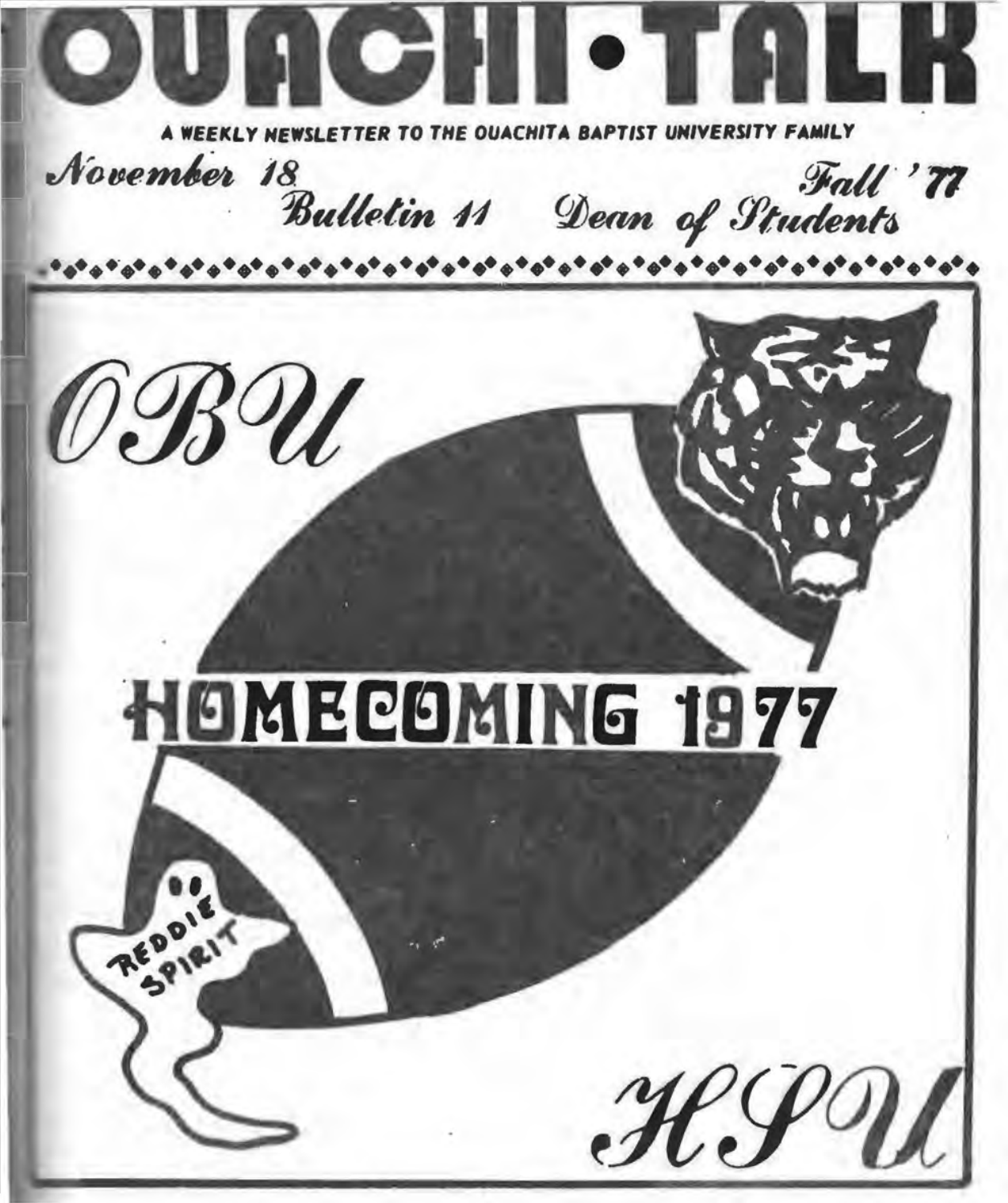# OUACHI•TALK

A WEEKLY NEWSLETTER TO THE OUACHITA BAPTIST UNIVERSITY FAMILY

*November 18* — *Bulletin 11* — *Dean of Students* — *Fall '77*

OBU

HOMECOMING 1977

REDDIE SPIRIT

HSU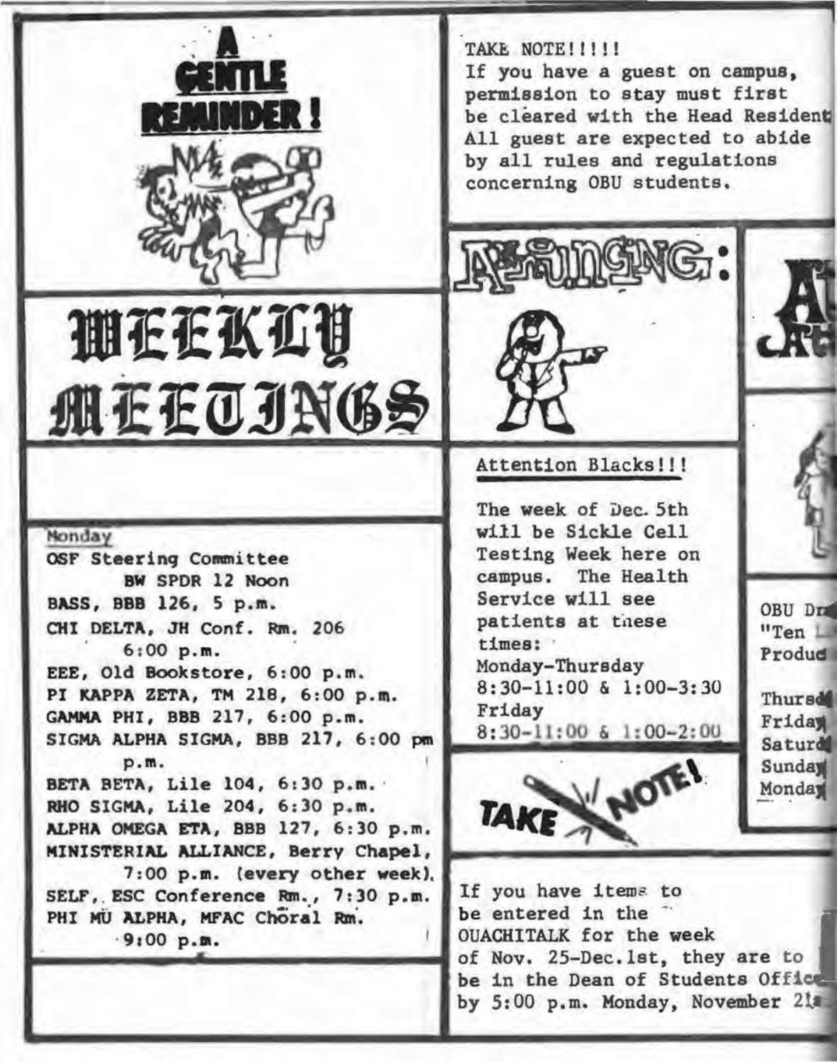# A GENTLE REMINDER!

# WEEKLY MEETINGS

**Monday**

OSF Steering Committee
BW SPDR 12 Noon
BASS, BBB 126, 5 p.m.
CHI DELTA, JH Conf. Rm. 206
6:00 p.m.
EEE, Old Bookstore, 6:00 p.m.
PI KAPPA ZETA, TM 218, 6:00 p.m.
GAMMA PHI, BBB 217, 6:00 p.m.
SIGMA ALPHA SIGMA, BBB 217, 6:00 pm
p.m.
BETA BETA, Lile 104, 6:30 p.m.
RHO SIGMA, Lile 204, 6:30 p.m.
ALPHA OMEGA ETA, BBB 127, 6:30 p.m.
MINISTERIAL ALLIANCE, Berry Chapel,
7:00 p.m. (every other week).
SELF, ESC Conference Rm., 7:30 p.m.
PHI MU ALPHA, MFAC Choral Rm.
9:00 p.m.

TAKE NOTE!!!!!
If you have a guest on campus, permission to stay must first be cleared with the Head Resident. All guest are expected to abide by all rules and regulations concerning OBU students.

## ANNOUNCING:

**Attention Blacks!!!**

The week of Dec. 5th will be Sickle Cell Testing Week here on campus. The Health Service will see patients at these times:
Monday-Thursday
8:30-11:00 & 1:00-3:30
Friday
8:30-11:00 & 1:00-2:00

## TAKE NOTE!

If you have items to be entered in the OUACHITALK for the week of Nov. 25-Dec. 1st, they are to be in the Dean of Students Office by 5:00 p.m. Monday, November 21

OBU Dr
"Ten
Produc

Thursd
Friday
Saturd
Sunday
Monday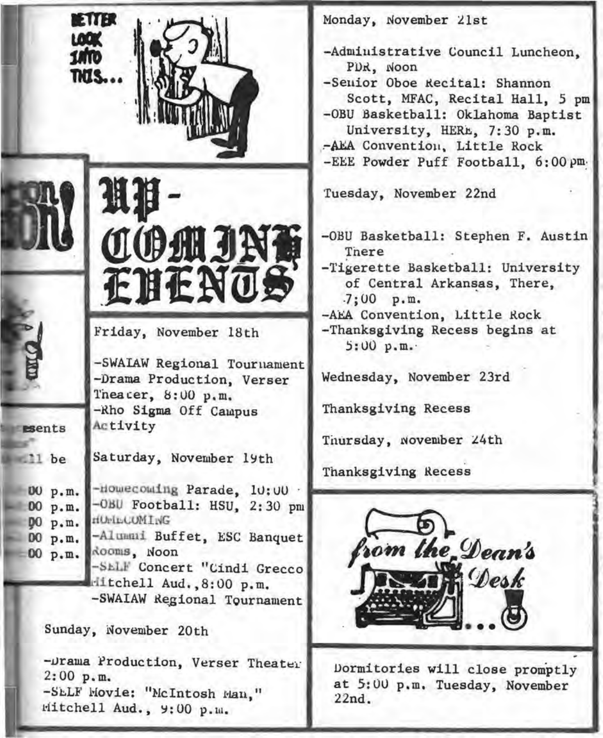BETTER LOOK INTO THIS...

# UP-COMING EVENTS

Friday, November 18th

- SWAIAW Regional Tournament
- Drama Production, Verser Theater, 8:00 p.m.
- Rho Sigma Off Campus Activity

Saturday, November 19th

- Homecoming Parade, 10:00
- OBU Football: HSU, 2:30 pm HOMECOMING
- Alumni Buffet, ESC Banquet Rooms, Noon
- SELF Concert "Cindi Grecco Mitchell Aud., 8:00 p.m.
- SWAIAW Regional Tournament

Sunday, November 20th

- Drama Production, Verser Theater 2:00 p.m.
- SELF Movie: "McIntosh Man," Mitchell Aud., 9:00 p.m.

Monday, November 21st

- Administrative Council Luncheon, PDR, Noon
- Senior Oboe Recital: Shannon Scott, MFAC, Recital Hall, 5 pm
- OBU Basketball: Oklahoma Baptist University, HERE, 7:30 p.m.
- AEA Convention, Little Rock
- EEE Powder Puff Football, 6:00 pm

Tuesday, November 22nd

- OBU Basketball: Stephen F. Austin There
- Tigerette Basketball: University of Central Arkansas, There, 7:00 p.m.
- AEA Convention, Little Rock
- Thanksgiving Recess begins at 5:00 p.m.

Wednesday, November 23rd

Thanksgiving Recess

Thursday, November 24th

Thanksgiving Recess

## from the Dean's Desk...

Dormitories will close promptly at 5:00 p.m. Tuesday, November 22nd.

...esents

...ll be

...00 p.m.
...00 p.m.
...00 p.m.
...00 p.m.
...00 p.m.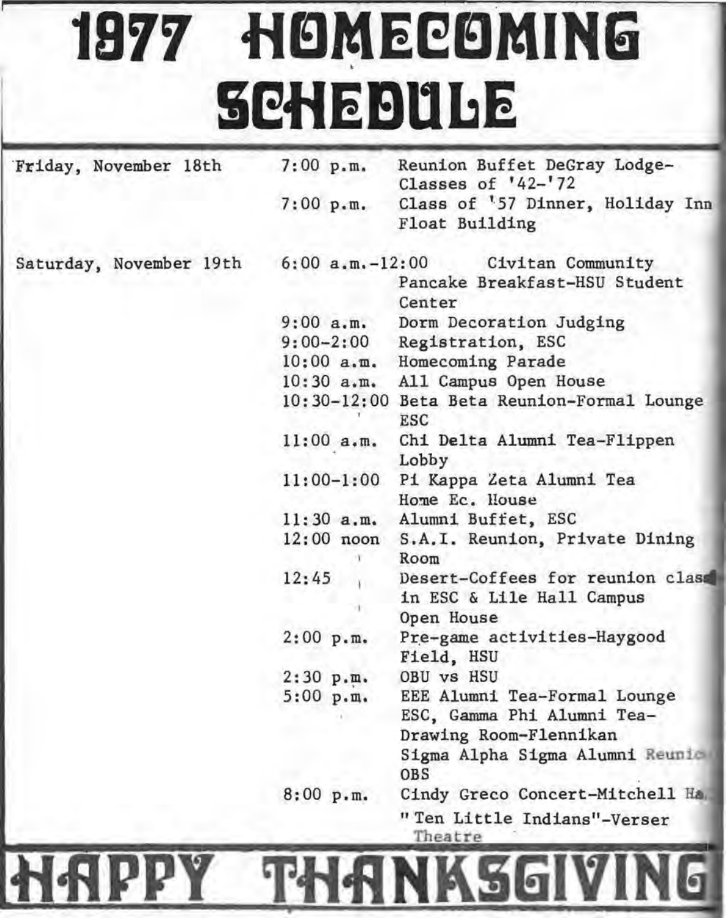# 1977 HOMECOMING SCHEDULE

| | | |
|---|---|---|
| Friday, November 18th | 7:00 p.m. | Reunion Buffet DeGray Lodge-Classes of '42-'72 |
| | 7:00 p.m. | Class of '57 Dinner, Holiday Inn Float Building |
| Saturday, November 19th | 6:00 a.m.-12:00 | Civitan Community Pancake Breakfast-HSU Student Center |
| | 9:00 a.m. | Dorm Decoration Judging |
| | 9:00-2:00 | Registration, ESC |
| | 10:00 a.m. | Homecoming Parade |
| | 10:30 a.m. | All Campus Open House |
| | 10:30-12:00 | Beta Beta Reunion-Formal Lounge ESC |
| | 11:00 a.m. | Chi Delta Alumni Tea-Flippen Lobby |
| | 11:00-1:00 | Pi Kappa Zeta Alumni Tea Home Ec. House |
| | 11:30 a.m. | Alumni Buffet, ESC |
| | 12:00 noon | S.A.I. Reunion, Private Dining Room |
| | 12:45 | Desert-Coffees for reunion class in ESC & Lile Hall Campus Open House |
| | 2:00 p.m. | Pre-game activities-Haygood Field, HSU |
| | 2:30 p.m. | OBU vs HSU |
| | 5:00 p.m. | EEE Alumni Tea-Formal Lounge ESC, Gamma Phi Alumni Tea-Drawing Room-Flennikan Sigma Alpha Sigma Alumni Reunion OBS |
| | 8:00 p.m. | Cindy Greco Concert-Mitchell Hall "Ten Little Indians"-Verser Theatre |

# HAPPY THANKSGIVING